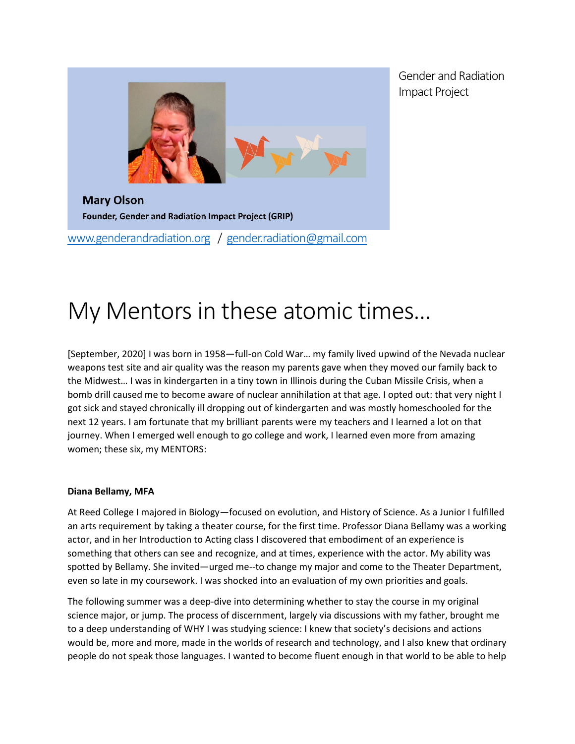Gender and Radiation Impact Project

**Mary Olson**

**Founder, Gender and Radiation Impact Project (GRIP)**

[www.genderandradiation.org](http://www.genderandradiation.org) / [gender.radiation@gmail.com](mailto:gender.radiation@gmail.com)

# My Mentors in these atomic times…

[September, 2020] I was born in 1958—full-on Cold War… my family lived upwind of the Nevada nuclear weapons test site and air quality was the reason my parents gave when they moved our family back to the Midwest… I was in kindergarten in a tiny town in Illinois during the Cuban Missile Crisis, when a bomb drill caused me to become aware of nuclear annihilation at that age. I opted out: that very night I got sick and stayed chronically ill dropping out of kindergarten and was mostly homeschooled for the next 12 years. I am fortunate that my brilliant parents were my teachers and I learned a lot on that journey. When I emerged well enough to go college and work, I learned even more from amazing women; these six, my MENTORS:

**Diana Bellamy, MFA**

At Reed College I majored in Biology—focused on evolution, and History of Science. As a Junior I fulfilled an arts requirement by taking a theater course, for the first time. Professor Diana Bellamy was a working actor, and in her Introduction to Acting class I discovered that embodiment of an experience is something that others can see and recognize, and at times, experience with the actor. My ability was spotted by Bellamy. She invited—urged me--to change my major and come to the Theater Department, even so late in my coursework. I was shocked into an evaluation of my own priorities and goals.

The following summer was a deep-dive into determining whether to stay the course in my original science major, or jump. The process of discernment, largely via discussions with my father, brought me to a deep understanding of WHY I was studying science: I knew that society's decisions and actions would be, more and more, made in the worlds of research and technology, and I also knew that ordinary people do not speak those languages. I wanted to become fluent enough in that world to be able to help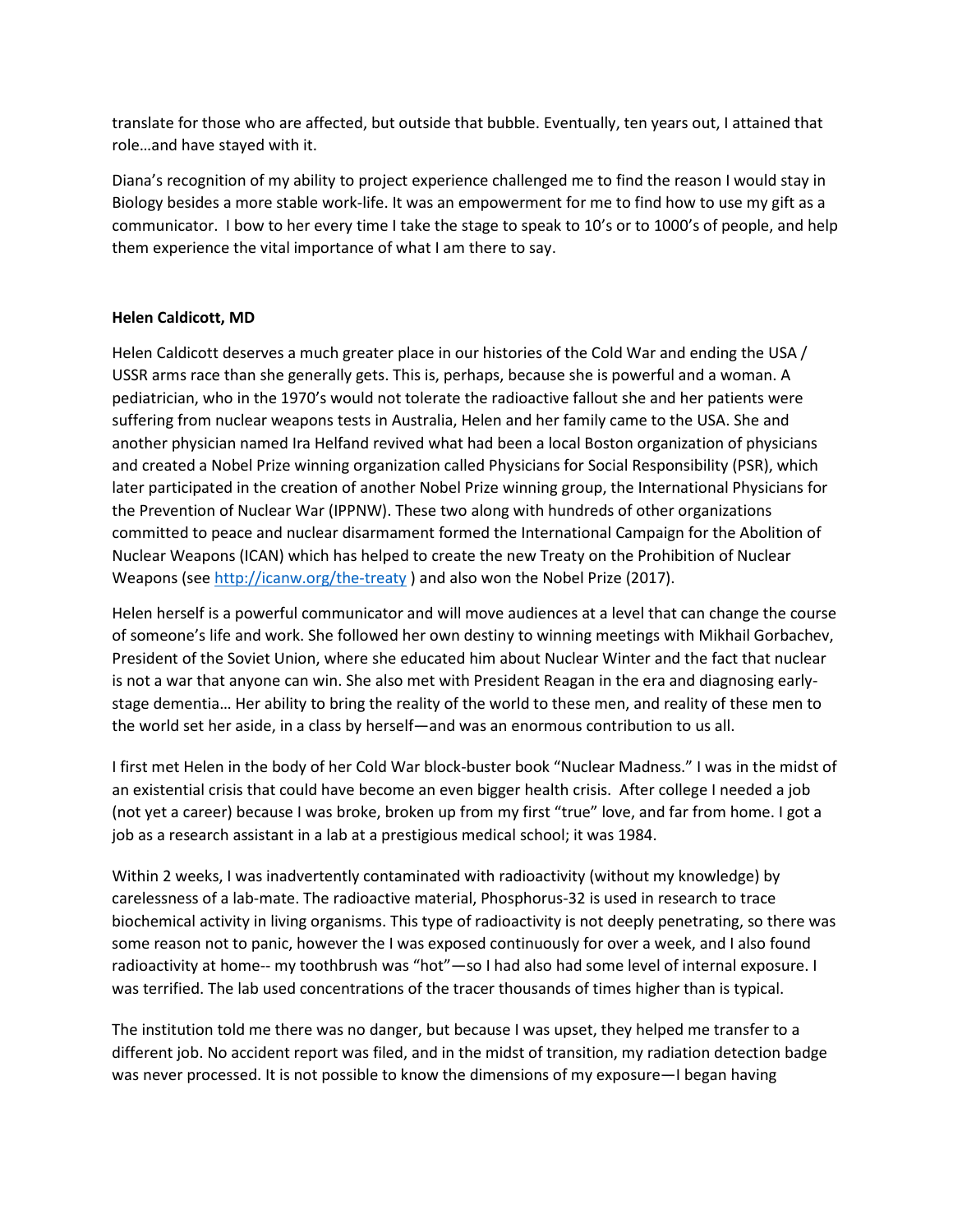translate for those who are affected, but outside that bubble. Eventually, ten years out, I attained that role…and have stayed with it.

Diana's recognition of my ability to project experience challenged me to find the reason I would stay in Biology besides a more stable work-life. It was an empowerment for me to find how to use my gift as a communicator. I bow to her every time I take the stage to speak to 10's or to 1000's of people, and help them experience the vital importance of what I am there to say.

**Helen Caldicott, MD**

Helen Caldicott deserves a much greater place in our histories of the Cold War and ending the USA / USSR arms race than she generally gets. This is, perhaps, because she is powerful and a woman. A pediatrician, who in the 1970's would not tolerate the radioactive fallout she and her patients were suffering from nuclear weapons tests in Australia, Helen and her family came to the USA. She and another physician named Ira Helfand revived what had been a local Boston organization of physicians and created a Nobel Prize winning organization called Physicians for Social Responsibility (PSR), which later participated in the creation of another Nobel Prize winning group, the International Physicians for the Prevention of Nuclear War (IPPNW). These two along with hundreds of other organizations committed to peace and nuclear disarmament formed the International Campaign for the Abolition of Nuclear Weapons (ICAN) which has helped to create the new Treaty on the Prohibition of Nuclear Weapons (see [http://icanw.org/the-treaty](http://icanw.org/the-treaty) ) and also won the Nobel Prize (2017).

Helen herself is a powerful communicator and will move audiences at a level that can change the course of someone's life and work. She followed her own destiny to winning meetings with Mikhail Gorbachev, President of the Soviet Union, where she educated him about Nuclear Winter and the fact that nuclear is not a war that anyone can win. She also met with President Reagan in the era and diagnosing early-stage dementia… Her ability to bring the reality of the world to these men, and reality of these men to the world set her aside, in a class by herself—and was an enormous contribution to us all.

I first met Helen in the body of her Cold War block-buster book "Nuclear Madness." I was in the midst of an existential crisis that could have become an even bigger health crisis. After college I needed a job (not yet a career) because I was broke, broken up from my first "true" love, and far from home. I got a job as a research assistant in a lab at a prestigious medical school; it was 1984.

Within 2 weeks, I was inadvertently contaminated with radioactivity (without my knowledge) by carelessness of a lab-mate. The radioactive material, Phosphorus-32 is used in research to trace biochemical activity in living organisms. This type of radioactivity is not deeply penetrating, so there was some reason not to panic, however the I was exposed continuously for over a week, and I also found radioactivity at home-- my toothbrush was "hot"—so I had also had some level of internal exposure. I was terrified. The lab used concentrations of the tracer thousands of times higher than is typical.

The institution told me there was no danger, but because I was upset, they helped me transfer to a different job. No accident report was filed, and in the midst of transition, my radiation detection badge was never processed. It is not possible to know the dimensions of my exposure—I began having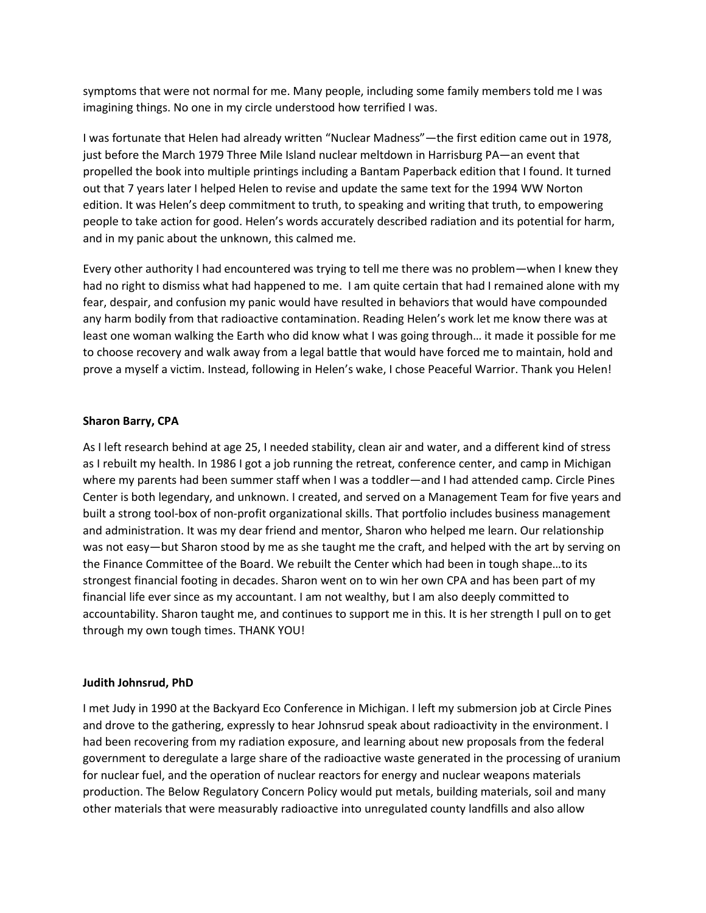symptoms that were not normal for me. Many people, including some family members told me I was imagining things. No one in my circle understood how terrified I was.

I was fortunate that Helen had already written "Nuclear Madness"—the first edition came out in 1978, just before the March 1979 Three Mile Island nuclear meltdown in Harrisburg PA—an event that propelled the book into multiple printings including a Bantam Paperback edition that I found. It turned out that 7 years later I helped Helen to revise and update the same text for the 1994 WW Norton edition. It was Helen's deep commitment to truth, to speaking and writing that truth, to empowering people to take action for good. Helen's words accurately described radiation and its potential for harm, and in my panic about the unknown, this calmed me.

Every other authority I had encountered was trying to tell me there was no problem—when I knew they had no right to dismiss what had happened to me. I am quite certain that had I remained alone with my fear, despair, and confusion my panic would have resulted in behaviors that would have compounded any harm bodily from that radioactive contamination. Reading Helen's work let me know there was at least one woman walking the Earth who did know what I was going through… it made it possible for me to choose recovery and walk away from a legal battle that would have forced me to maintain, hold and prove a myself a victim. Instead, following in Helen's wake, I chose Peaceful Warrior. Thank you Helen!

**Sharon Barry, CPA**

As I left research behind at age 25, I needed stability, clean air and water, and a different kind of stress as I rebuilt my health. In 1986 I got a job running the retreat, conference center, and camp in Michigan where my parents had been summer staff when I was a toddler—and I had attended camp. Circle Pines Center is both legendary, and unknown. I created, and served on a Management Team for five years and built a strong tool-box of non-profit organizational skills. That portfolio includes business management and administration. It was my dear friend and mentor, Sharon who helped me learn. Our relationship was not easy—but Sharon stood by me as she taught me the craft, and helped with the art by serving on the Finance Committee of the Board. We rebuilt the Center which had been in tough shape…to its strongest financial footing in decades. Sharon went on to win her own CPA and has been part of my financial life ever since as my accountant. I am not wealthy, but I am also deeply committed to accountability. Sharon taught me, and continues to support me in this. It is her strength I pull on to get through my own tough times. THANK YOU!

**Judith Johnsrud, PhD**

I met Judy in 1990 at the Backyard Eco Conference in Michigan. I left my submersion job at Circle Pines and drove to the gathering, expressly to hear Johnsrud speak about radioactivity in the environment. I had been recovering from my radiation exposure, and learning about new proposals from the federal government to deregulate a large share of the radioactive waste generated in the processing of uranium for nuclear fuel, and the operation of nuclear reactors for energy and nuclear weapons materials production. The Below Regulatory Concern Policy would put metals, building materials, soil and many other materials that were measurably radioactive into unregulated county landfills and also allow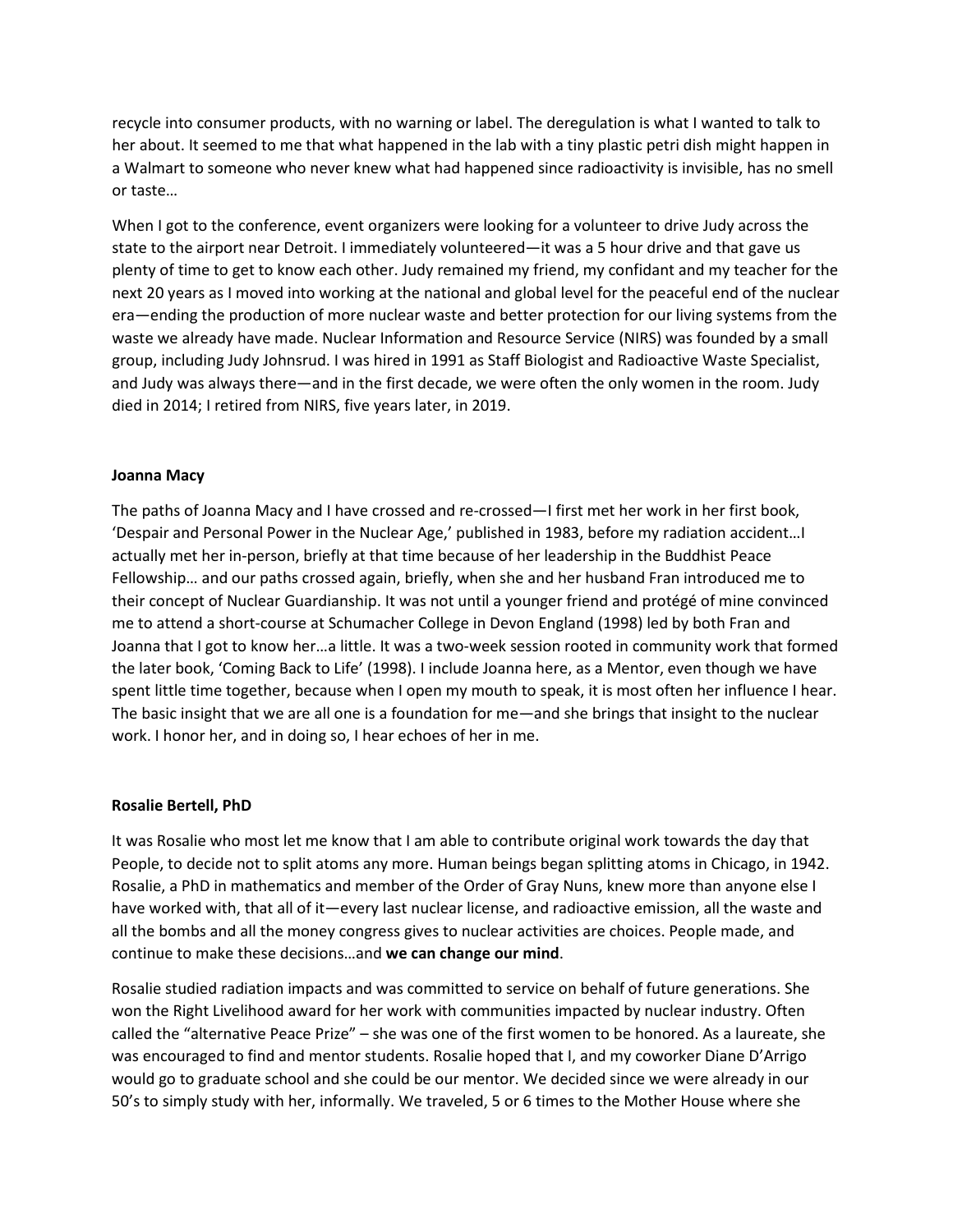recycle into consumer products, with no warning or label. The deregulation is what I wanted to talk to her about. It seemed to me that what happened in the lab with a tiny plastic petri dish might happen in a Walmart to someone who never knew what had happened since radioactivity is invisible, has no smell or taste…

When I got to the conference, event organizers were looking for a volunteer to drive Judy across the state to the airport near Detroit. I immediately volunteered—it was a 5 hour drive and that gave us plenty of time to get to know each other. Judy remained my friend, my confidant and my teacher for the next 20 years as I moved into working at the national and global level for the peaceful end of the nuclear era—ending the production of more nuclear waste and better protection for our living systems from the waste we already have made. Nuclear Information and Resource Service (NIRS) was founded by a small group, including Judy Johnsrud. I was hired in 1991 as Staff Biologist and Radioactive Waste Specialist, and Judy was always there—and in the first decade, we were often the only women in the room. Judy died in 2014; I retired from NIRS, five years later, in 2019.

**Joanna Macy**

The paths of Joanna Macy and I have crossed and re-crossed—I first met her work in her first book, 'Despair and Personal Power in the Nuclear Age,' published in 1983, before my radiation accident…I actually met her in-person, briefly at that time because of her leadership in the Buddhist Peace Fellowship… and our paths crossed again, briefly, when she and her husband Fran introduced me to their concept of Nuclear Guardianship. It was not until a younger friend and protégé of mine convinced me to attend a short-course at Schumacher College in Devon England (1998) led by both Fran and Joanna that I got to know her…a little. It was a two-week session rooted in community work that formed the later book, 'Coming Back to Life' (1998). I include Joanna here, as a Mentor, even though we have spent little time together, because when I open my mouth to speak, it is most often her influence I hear. The basic insight that we are all one is a foundation for me—and she brings that insight to the nuclear work. I honor her, and in doing so, I hear echoes of her in me.

**Rosalie Bertell, PhD**

It was Rosalie who most let me know that I am able to contribute original work towards the day that People, to decide not to split atoms any more. Human beings began splitting atoms in Chicago, in 1942. Rosalie, a PhD in mathematics and member of the Order of Gray Nuns, knew more than anyone else I have worked with, that all of it—every last nuclear license, and radioactive emission, all the waste and all the bombs and all the money congress gives to nuclear activities are choices. People made, and continue to make these decisions…and **we can change our mind**.

Rosalie studied radiation impacts and was committed to service on behalf of future generations. She won the Right Livelihood award for her work with communities impacted by nuclear industry. Often called the "alternative Peace Prize" – she was one of the first women to be honored. As a laureate, she was encouraged to find and mentor students. Rosalie hoped that I, and my coworker Diane D'Arrigo would go to graduate school and she could be our mentor. We decided since we were already in our 50's to simply study with her, informally. We traveled, 5 or 6 times to the Mother House where she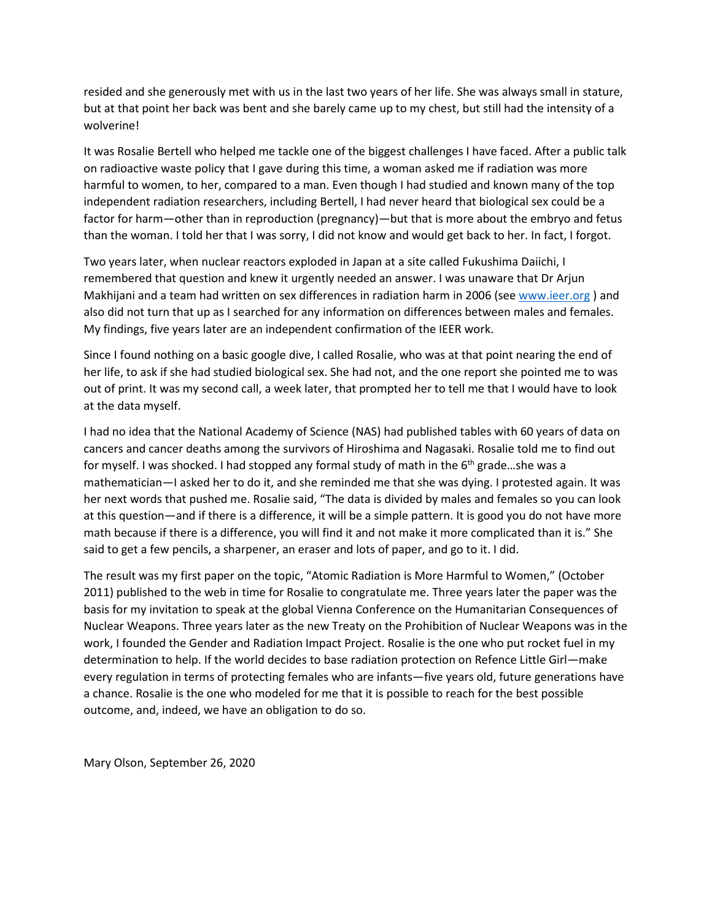resided and she generously met with us in the last two years of her life. She was always small in stature, but at that point her back was bent and she barely came up to my chest, but still had the intensity of a wolverine!

It was Rosalie Bertell who helped me tackle one of the biggest challenges I have faced. After a public talk on radioactive waste policy that I gave during this time, a woman asked me if radiation was more harmful to women, to her, compared to a man. Even though I had studied and known many of the top independent radiation researchers, including Bertell, I had never heard that biological sex could be a factor for harm—other than in reproduction (pregnancy)—but that is more about the embryo and fetus than the woman. I told her that I was sorry, I did not know and would get back to her. In fact, I forgot.

Two years later, when nuclear reactors exploded in Japan at a site called Fukushima Daiichi, I remembered that question and knew it urgently needed an answer. I was unaware that Dr Arjun Makhijani and a team had written on sex differences in radiation harm in 2006 (see [www.ieer.org](http://www.ieer.org) ) and also did not turn that up as I searched for any information on differences between males and females. My findings, five years later are an independent confirmation of the IEER work.

Since I found nothing on a basic google dive, I called Rosalie, who was at that point nearing the end of her life, to ask if she had studied biological sex. She had not, and the one report she pointed me to was out of print. It was my second call, a week later, that prompted her to tell me that I would have to look at the data myself.

I had no idea that the National Academy of Science (NAS) had published tables with 60 years of data on cancers and cancer deaths among the survivors of Hiroshima and Nagasaki. Rosalie told me to find out for myself. I was shocked. I had stopped any formal study of math in the 6th grade…she was a mathematician—I asked her to do it, and she reminded me that she was dying. I protested again. It was her next words that pushed me. Rosalie said, "The data is divided by males and females so you can look at this question—and if there is a difference, it will be a simple pattern. It is good you do not have more math because if there is a difference, you will find it and not make it more complicated than it is." She said to get a few pencils, a sharpener, an eraser and lots of paper, and go to it. I did.

The result was my first paper on the topic, "Atomic Radiation is More Harmful to Women," (October 2011) published to the web in time for Rosalie to congratulate me. Three years later the paper was the basis for my invitation to speak at the global Vienna Conference on the Humanitarian Consequences of Nuclear Weapons. Three years later as the new Treaty on the Prohibition of Nuclear Weapons was in the work, I founded the Gender and Radiation Impact Project. Rosalie is the one who put rocket fuel in my determination to help. If the world decides to base radiation protection on Refence Little Girl—make every regulation in terms of protecting females who are infants—five years old, future generations have a chance. Rosalie is the one who modeled for me that it is possible to reach for the best possible outcome, and, indeed, we have an obligation to do so.

Mary Olson, September 26, 2020